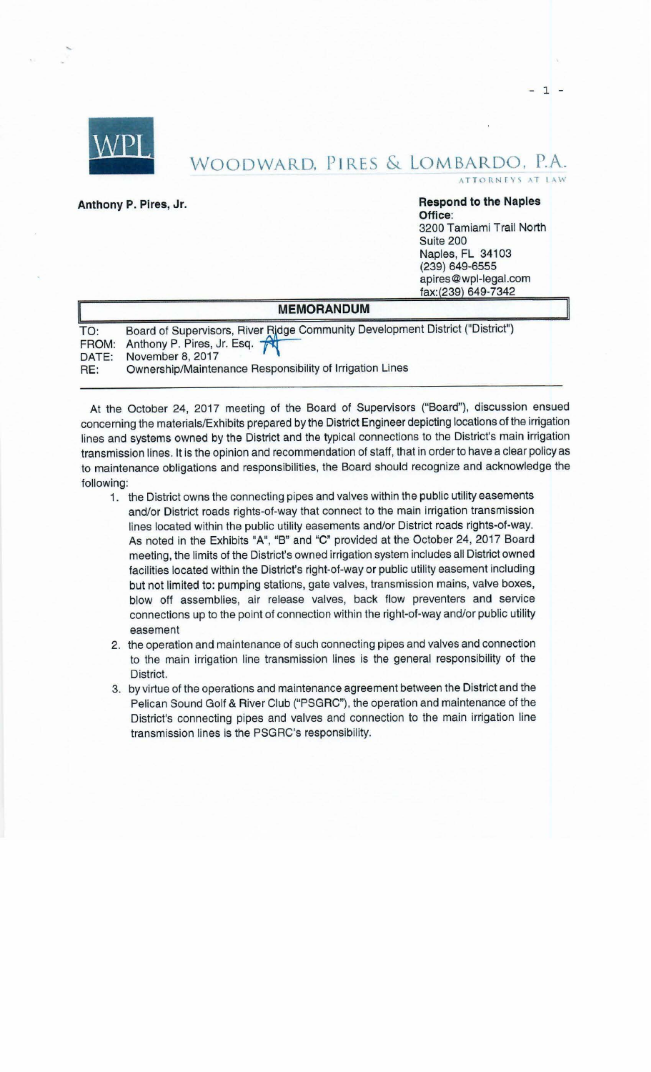WPL

WOODWARD, PIRES & LOMBARDO, P.A.
ATTORNEYS AT LAW

**Anthony P. Pires, Jr.**

**Respond to the Naples Office**:
3200 Tamiami Trail North
Suite 200
Naples, FL 34103
(239) 649-6555
apires@wpl-legal.com
fax:(239) 649-7342

## MEMORANDUM

TO: Board of Supervisors, River Ridge Community Development District ("District")
FROM: Anthony P. Pires, Jr. Esq.
DATE: November 8, 2017
RE: Ownership/Maintenance Responsibility of Irrigation Lines

---

At the October 24, 2017 meeting of the Board of Supervisors ("Board"), discussion ensued concerning the materials/Exhibits prepared by the District Engineer depicting locations of the irrigation lines and systems owned by the District and the typical connections to the District's main irrigation transmission lines. It is the opinion and recommendation of staff, that in order to have a clear policy as to maintenance obligations and responsibilities, the Board should recognize and acknowledge the following:

1. the District owns the connecting pipes and valves within the public utility easements and/or District roads rights-of-way that connect to the main irrigation transmission lines located within the public utility easements and/or District roads rights-of-way. As noted in the Exhibits "A", "B" and "C" provided at the October 24, 2017 Board meeting, the limits of the District's owned irrigation system includes all District owned facilities located within the District's right-of-way or public utility easement including but not limited to: pumping stations, gate valves, transmission mains, valve boxes, blow off assemblies, air release valves, back flow preventers and service connections up to the point of connection within the right-of-way and/or public utility easement
2. the operation and maintenance of such connecting pipes and valves and connection to the main irrigation line transmission lines is the general responsibility of the District.
3. by virtue of the operations and maintenance agreement between the District and the Pelican Sound Golf & River Club ("PSGRC"), the operation and maintenance of the District's connecting pipes and valves and connection to the main irrigation line transmission lines is the PSGRC's responsibility.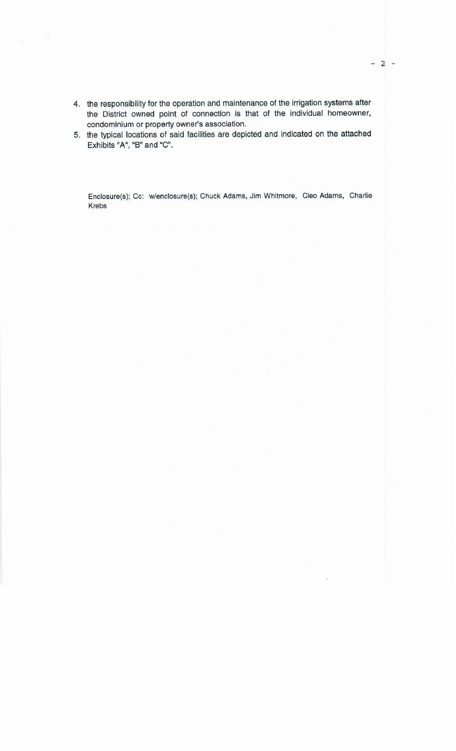4. the responsibility for the operation and maintenance of the irrigation systems after the District owned point of connection is that of the individual homeowner, condominium or property owner's association.
5. the typical locations of said facilities are depicted and indicated on the attached Exhibits "A", "B" and "C".

Enclosure(s); Cc: w/enclosure(s); Chuck Adams, Jim Whitmore, Cleo Adams, Charlie Krebs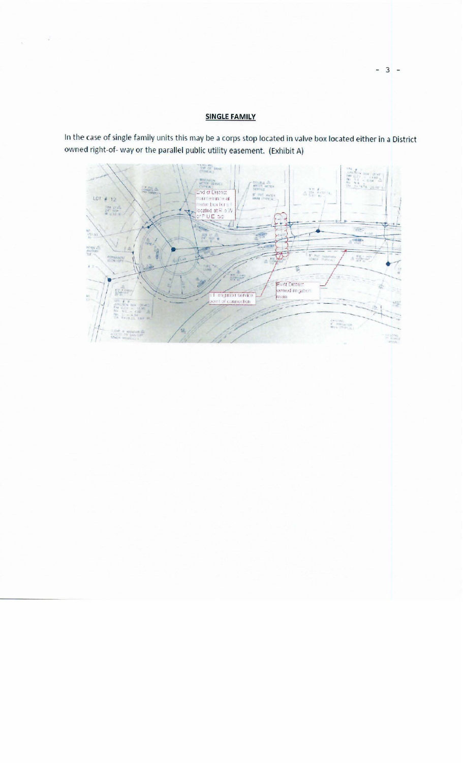## SINGLE FAMILY

In the case of single family units this may be a corps stop located in valve box located either in a District owned right-of- way or the parallel public utility easement. (Exhibit A)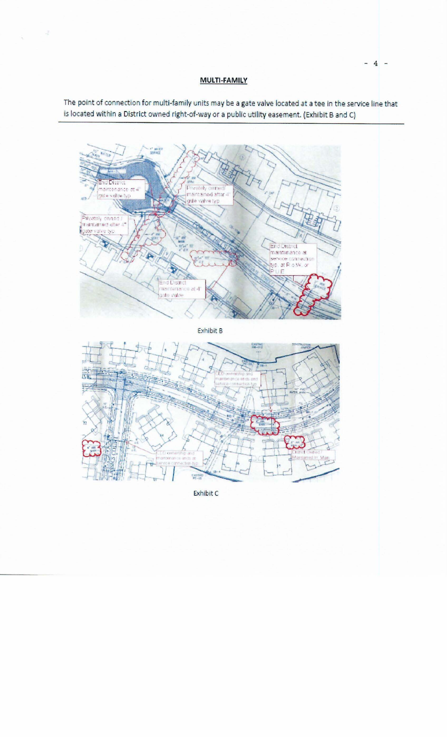## MULTI-FAMILY

The point of connection for multi-family units may be a gate valve located at a tee in the service line that is located within a District owned right-of-way or a public utility easement. (Exhibit B and C)

Exhibit B

Exhibit C